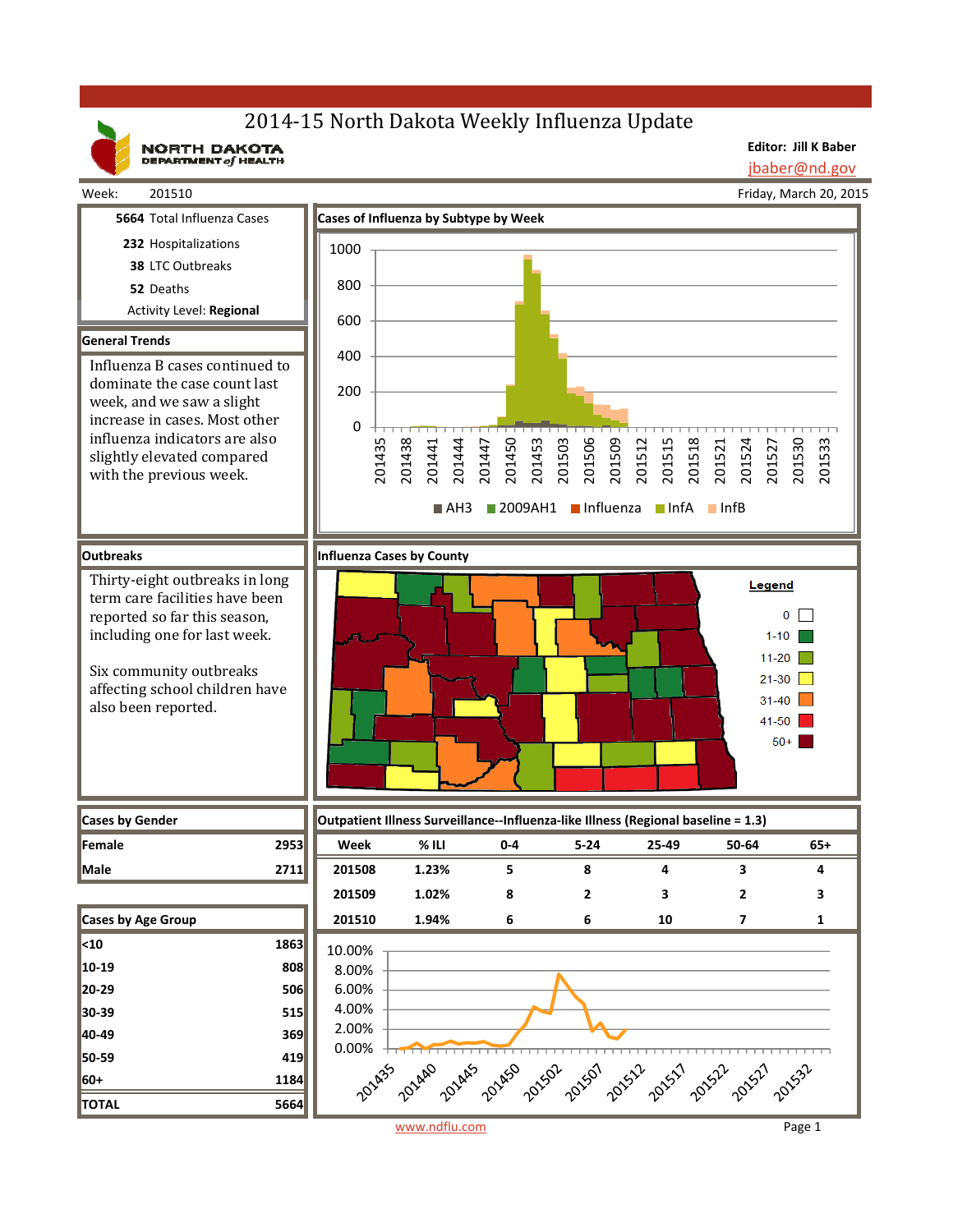# 2014-15 North Dakota Weekly Influenza Update

NORTH DAKOTA DEPARTMENT of HEALTH

**Editor: Jill K Baber**
jbaber@nd.gov

Week: 201510

Friday, March 20, 2015

**5664** Total Influenza Cases

**232** Hospitalizations

**38** LTC Outbreaks

**52** Deaths

Activity Level: **Regional**

## General Trends

Influenza B cases continued to dominate the case count last week, and we saw a slight increase in cases. Most other influenza indicators are also slightly elevated compared with the previous week.

## Cases of Influenza by Subtype by Week

Legend: AH3, 2009AH1, Influenza, InfA, InfB

## Outbreaks

Thirty-eight outbreaks in long term care facilities have been reported so far this season, including one for last week.

Six community outbreaks affecting school children have also been reported.

## Influenza Cases by County

Legend: 0; 1-10; 11-20; 21-30; 31-40; 41-50; 50+

## Cases by Gender

| Cases by Gender | |
|---|---|
| Female | 2953 |
| Male | 2711 |

## Outpatient Illness Surveillance--Influenza-like Illness (Regional baseline = 1.3)

| Week | % ILI | 0-4 | 5-24 | 25-49 | 50-64 | 65+ |
|---|---|---|---|---|---|---|
| 201508 | 1.23% | 5 | 8 | 4 | 3 | 4 |
| 201509 | 1.02% | 8 | 2 | 3 | 2 | 3 |
| 201510 | 1.94% | 6 | 6 | 10 | 7 | 1 |

## Cases by Age Group

| Cases by Age Group | |
|---|---|
| <10 | 1863 |
| 10-19 | 808 |
| 20-29 | 506 |
| 30-39 | 515 |
| 40-49 | 369 |
| 50-59 | 419 |
| 60+ | 1184 |
| TOTAL | 5664 |

www.ndflu.com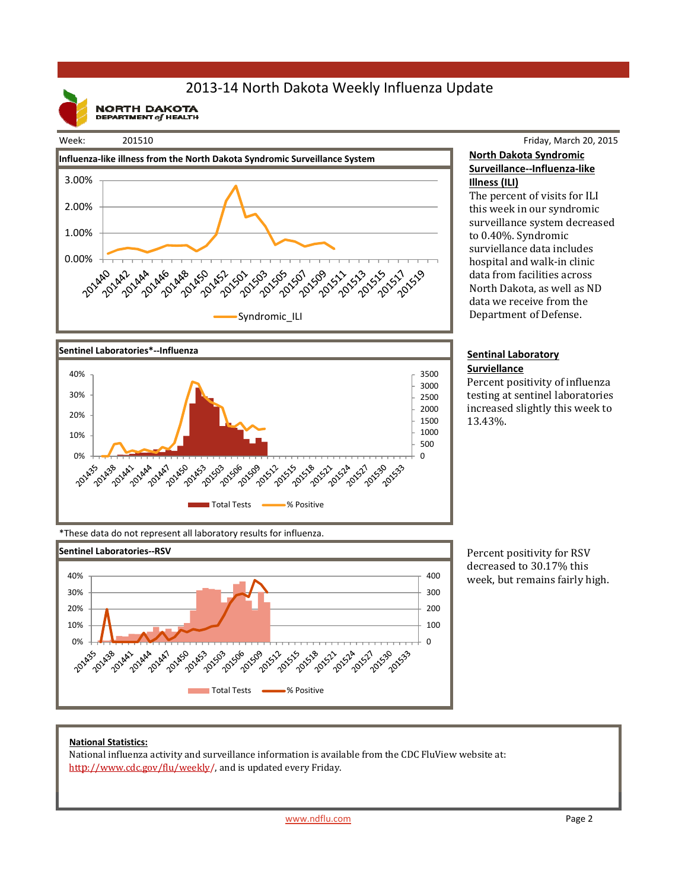# 2013-14 North Dakota Weekly Influenza Update

NORTH DAKOTA DEPARTMENT *of* HEALTH

Week: 201510 — Friday, March 20, 2015

**Influenza-like illness from the North Dakota Syndromic Surveillance System**

**North Dakota Syndromic Surveillance--Influenza-like Illness (ILI)**

The percent of visits for ILI this week in our syndromic surveillance system decreased to 0.40%. Syndromic surviellance data includes hospital and walk-in clinic data from facilities across North Dakota, as well as ND data we receive from the Department of Defense.

**Sentinel Laboratories*--Influenza**

**Sentinal Laboratory Surviellance**

Percent positivity of influenza testing at sentinel laboratories increased slightly this week to 13.43%.

*These data do not represent all laboratory results for influenza.

**Sentinel Laboratories--RSV**

Percent positivity for RSV decreased to 30.17% this week, but remains fairly high.

**National Statistics:**

National influenza activity and surveillance information is available from the CDC FluView website at: http://www.cdc.gov/flu/weekly/, and is updated every Friday.

www.ndflu.com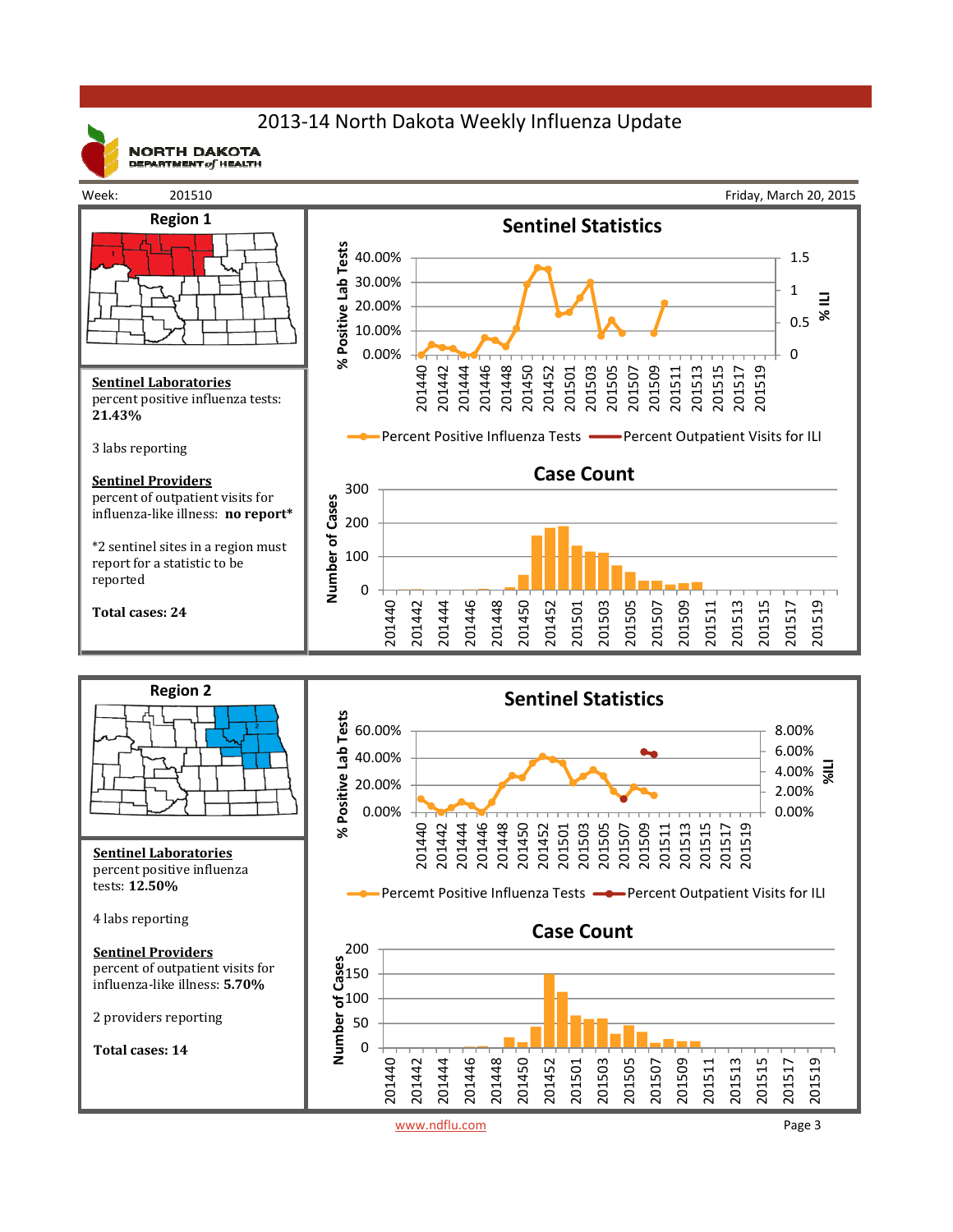# 2013-14 North Dakota Weekly Influenza Update

NORTH DAKOTA DEPARTMENT of HEALTH

Week: 201510 Friday, March 20, 2015

## Region 1

**Sentinel Laboratories**
percent positive influenza tests: **21.43%**

3 labs reporting

**Sentinel Providers**
percent of outpatient visits for influenza-like illness: **no report***

*2 sentinel sites in a region must report for a statistic to be reported

**Total cases: 24**

### Sentinel Statistics

Legend: Percent Positive Influenza Tests; Percent Outpatient Visits for ILI

### Case Count

## Region 2

**Sentinel Laboratories**
percent positive influenza tests: **12.50%**

4 labs reporting

**Sentinel Providers**
percent of outpatient visits for influenza-like illness: **5.70%**

2 providers reporting

**Total cases: 14**

### Sentinel Statistics

Legend: Percemt Positive Influenza Tests; Percent Outpatient Visits for ILI

### Case Count

www.ndflu.com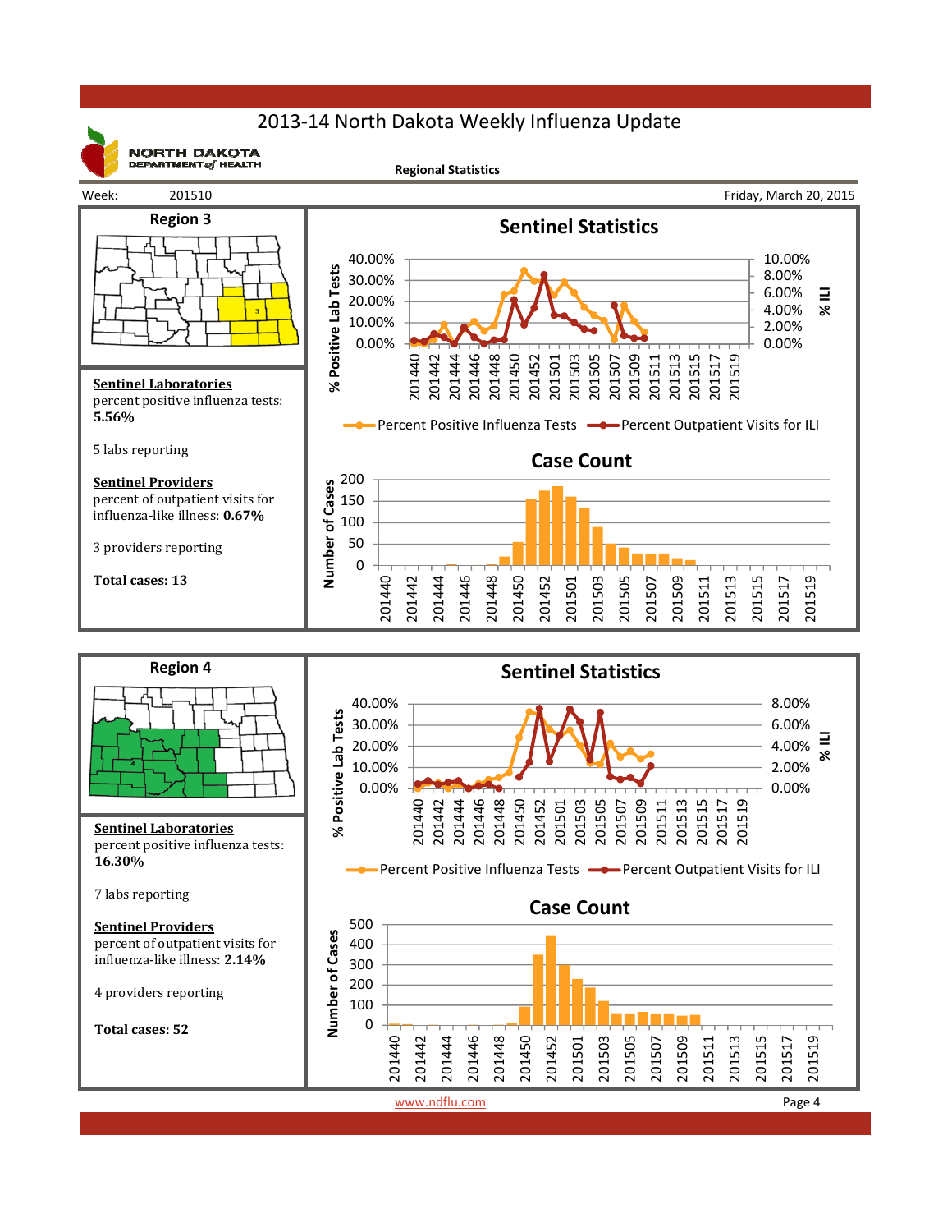# 2013-14 North Dakota Weekly Influenza Update

NORTH DAKOTA DEPARTMENT of HEALTH

**Regional Statistics**

Week: 201510

Friday, March 20, 2015

## Region 3

### Sentinel Statistics

% Positive Lab Tests

40.00%
30.00%
20.00%
10.00%
0.00%

% ILI

10.00%
8.00%
6.00%
4.00%
2.00%
0.00%

201440 201442 201444 201446 201448 201450 201452 201501 201503 201505 201507 201509 201511 201513 201515 201517 201519

Percent Positive Influenza Tests — Percent Outpatient Visits for ILI

**Sentinel Laboratories**
percent positive influenza tests:
**5.56%**

5 labs reporting

**Sentinel Providers**
percent of outpatient visits for influenza-like illness: **0.67%**

3 providers reporting

**Total cases: 13**

### Case Count

Number of Cases

200
150
100
50
0

201440 201442 201444 201446 201448 201450 201452 201501 201503 201505 201507 201509 201511 201513 201515 201517 201519

## Region 4

### Sentinel Statistics

% Positive Lab Tests

40.00%
30.00%
20.00%
10.00%
0.00%

% ILI

8.00%
6.00%
4.00%
2.00%
0.00%

201440 201442 201444 201446 201448 201450 201452 201501 201503 201505 201507 201509 201511 201513 201515 201517 201519

Percent Positive Influenza Tests — Percent Outpatient Visits for ILI

**Sentinel Laboratories**
percent positive influenza tests:
**16.30%**

7 labs reporting

**Sentinel Providers**
percent of outpatient visits for influenza-like illness: **2.14%**

4 providers reporting

**Total cases: 52**

### Case Count

Number of Cases

500
400
300
200
100
0

201440 201442 201444 201446 201448 201450 201452 201501 201503 201505 201507 201509 201511 201513 201515 201517 201519

www.ndflu.com